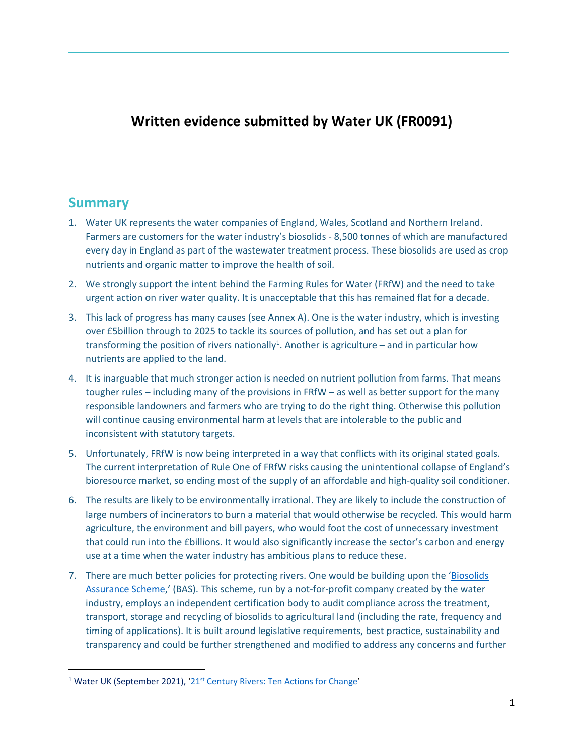# Written evidence submitted by Water UK (FR0091)

## Summary

1. Water UK represents the water companies of England, Wales, Scotland and Northern Ireland. Farmers are customers for the water industry's biosolids - 8,500 tonnes of which are manufactured every day in England as part of the wastewater treatment process. These biosolids are used as crop nutrients and organic matter to improve the health of soil.
2. We strongly support the intent behind the Farming Rules for Water (FRfW) and the need to take urgent action on river water quality. It is unacceptable that this has remained flat for a decade.
3. This lack of progress has many causes (see Annex A). One is the water industry, which is investing over £5billion through to 2025 to tackle its sources of pollution, and has set out a plan for transforming the position of rivers nationally[1]. Another is agriculture – and in particular how nutrients are applied to the land.
4. It is inarguable that much stronger action is needed on nutrient pollution from farms. That means tougher rules – including many of the provisions in FRfW – as well as better support for the many responsible landowners and farmers who are trying to do the right thing. Otherwise this pollution will continue causing environmental harm at levels that are intolerable to the public and inconsistent with statutory targets.
5. Unfortunately, FRfW is now being interpreted in a way that conflicts with its original stated goals. The current interpretation of Rule One of FRfW risks causing the unintentional collapse of England's bioresource market, so ending most of the supply of an affordable and high-quality soil conditioner.
6. The results are likely to be environmentally irrational. They are likely to include the construction of large numbers of incinerators to burn a material that would otherwise be recycled. This would harm agriculture, the environment and bill payers, who would foot the cost of unnecessary investment that could run into the £billions. It would also significantly increase the sector's carbon and energy use at a time when the water industry has ambitious plans to reduce these.
7. There are much better policies for protecting rivers. One would be building upon the 'Biosolids Assurance Scheme,' (BAS). This scheme, run by a not-for-profit company created by the water industry, employs an independent certification body to audit compliance across the treatment, transport, storage and recycling of biosolids to agricultural land (including the rate, frequency and timing of applications). It is built around legislative requirements, best practice, sustainability and transparency and could be further strengthened and modified to address any concerns and further

[1] Water UK (September 2021), '21st Century Rivers: Ten Actions for Change'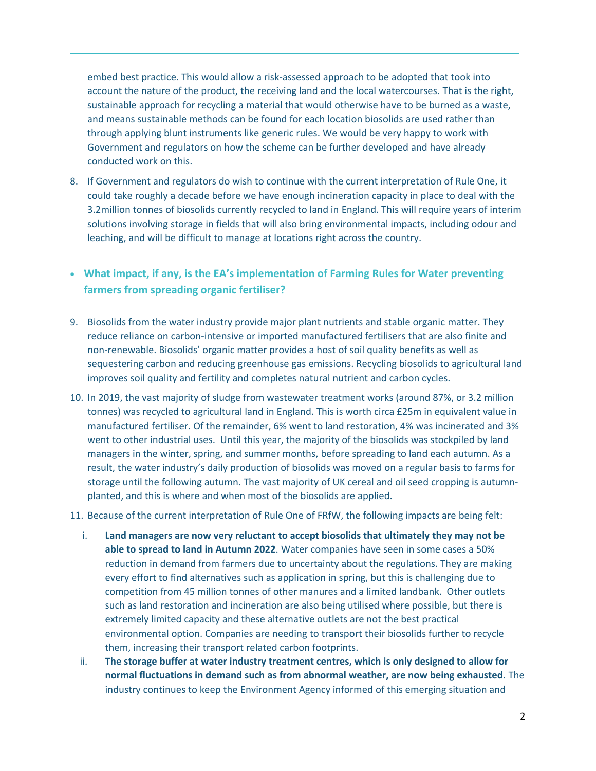embed best practice. This would allow a risk-assessed approach to be adopted that took into account the nature of the product, the receiving land and the local watercourses. That is the right, sustainable approach for recycling a material that would otherwise have to be burned as a waste, and means sustainable methods can be found for each location biosolids are used rather than through applying blunt instruments like generic rules. We would be very happy to work with Government and regulators on how the scheme can be further developed and have already conducted work on this.

8. If Government and regulators do wish to continue with the current interpretation of Rule One, it could take roughly a decade before we have enough incineration capacity in place to deal with the 3.2million tonnes of biosolids currently recycled to land in England. This will require years of interim solutions involving storage in fields that will also bring environmental impacts, including odour and leaching, and will be difficult to manage at locations right across the country.

- **What impact, if any, is the EA's implementation of Farming Rules for Water preventing farmers from spreading organic fertiliser?**

9. Biosolids from the water industry provide major plant nutrients and stable organic matter. They reduce reliance on carbon-intensive or imported manufactured fertilisers that are also finite and non-renewable. Biosolids' organic matter provides a host of soil quality benefits as well as sequestering carbon and reducing greenhouse gas emissions. Recycling biosolids to agricultural land improves soil quality and fertility and completes natural nutrient and carbon cycles.

10. In 2019, the vast majority of sludge from wastewater treatment works (around 87%, or 3.2 million tonnes) was recycled to agricultural land in England. This is worth circa £25m in equivalent value in manufactured fertiliser. Of the remainder, 6% went to land restoration, 4% was incinerated and 3% went to other industrial uses. Until this year, the majority of the biosolids was stockpiled by land managers in the winter, spring, and summer months, before spreading to land each autumn. As a result, the water industry's daily production of biosolids was moved on a regular basis to farms for storage until the following autumn. The vast majority of UK cereal and oil seed cropping is autumn-planted, and this is where and when most of the biosolids are applied.

11. Because of the current interpretation of Rule One of FRfW, the following impacts are being felt:

    i. **Land managers are now very reluctant to accept biosolids that ultimately they may not be able to spread to land in Autumn 2022**. Water companies have seen in some cases a 50% reduction in demand from farmers due to uncertainty about the regulations. They are making every effort to find alternatives such as application in spring, but this is challenging due to competition from 45 million tonnes of other manures and a limited landbank. Other outlets such as land restoration and incineration are also being utilised where possible, but there is extremely limited capacity and these alternative outlets are not the best practical environmental option. Companies are needing to transport their biosolids further to recycle them, increasing their transport related carbon footprints.

    ii. **The storage buffer at water industry treatment centres, which is only designed to allow for normal fluctuations in demand such as from abnormal weather, are now being exhausted**. The industry continues to keep the Environment Agency informed of this emerging situation and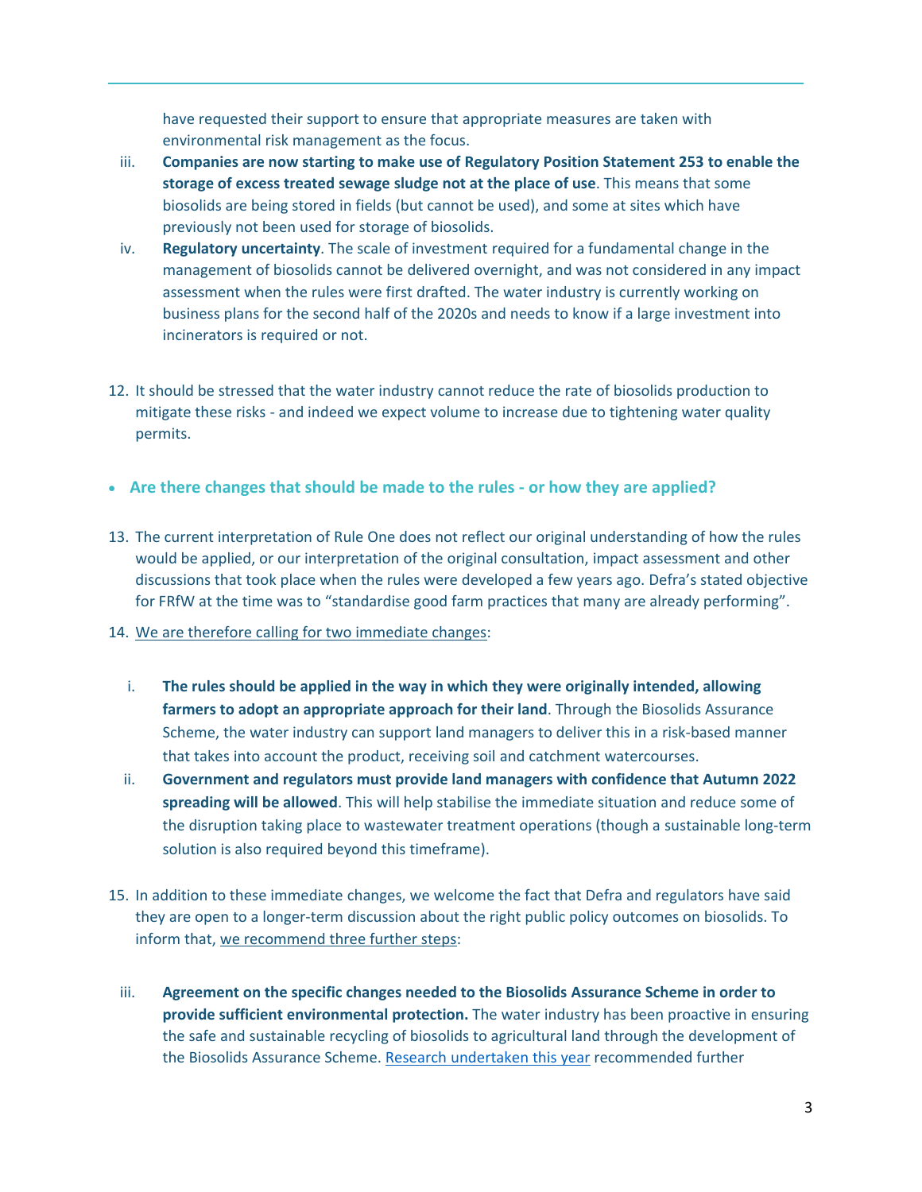have requested their support to ensure that appropriate measures are taken with environmental risk management as the focus.

iii. **Companies are now starting to make use of Regulatory Position Statement 253 to enable the storage of excess treated sewage sludge not at the place of use**. This means that some biosolids are being stored in fields (but cannot be used), and some at sites which have previously not been used for storage of biosolids.

iv. **Regulatory uncertainty**. The scale of investment required for a fundamental change in the management of biosolids cannot be delivered overnight, and was not considered in any impact assessment when the rules were first drafted. The water industry is currently working on business plans for the second half of the 2020s and needs to know if a large investment into incinerators is required or not.

12. It should be stressed that the water industry cannot reduce the rate of biosolids production to mitigate these risks - and indeed we expect volume to increase due to tightening water quality permits.

- **Are there changes that should be made to the rules - or how they are applied?**

13. The current interpretation of Rule One does not reflect our original understanding of how the rules would be applied, or our interpretation of the original consultation, impact assessment and other discussions that took place when the rules were developed a few years ago. Defra's stated objective for FRfW at the time was to "standardise good farm practices that many are already performing".

14. We are therefore calling for two immediate changes:

    i. **The rules should be applied in the way in which they were originally intended, allowing farmers to adopt an appropriate approach for their land**. Through the Biosolids Assurance Scheme, the water industry can support land managers to deliver this in a risk-based manner that takes into account the product, receiving soil and catchment watercourses.

    ii. **Government and regulators must provide land managers with confidence that Autumn 2022 spreading will be allowed**. This will help stabilise the immediate situation and reduce some of the disruption taking place to wastewater treatment operations (though a sustainable long-term solution is also required beyond this timeframe).

15. In addition to these immediate changes, we welcome the fact that Defra and regulators have said they are open to a longer-term discussion about the right public policy outcomes on biosolids. To inform that, we recommend three further steps:

    iii. **Agreement on the specific changes needed to the Biosolids Assurance Scheme in order to provide sufficient environmental protection.** The water industry has been proactive in ensuring the safe and sustainable recycling of biosolids to agricultural land through the development of the Biosolids Assurance Scheme. Research undertaken this year recommended further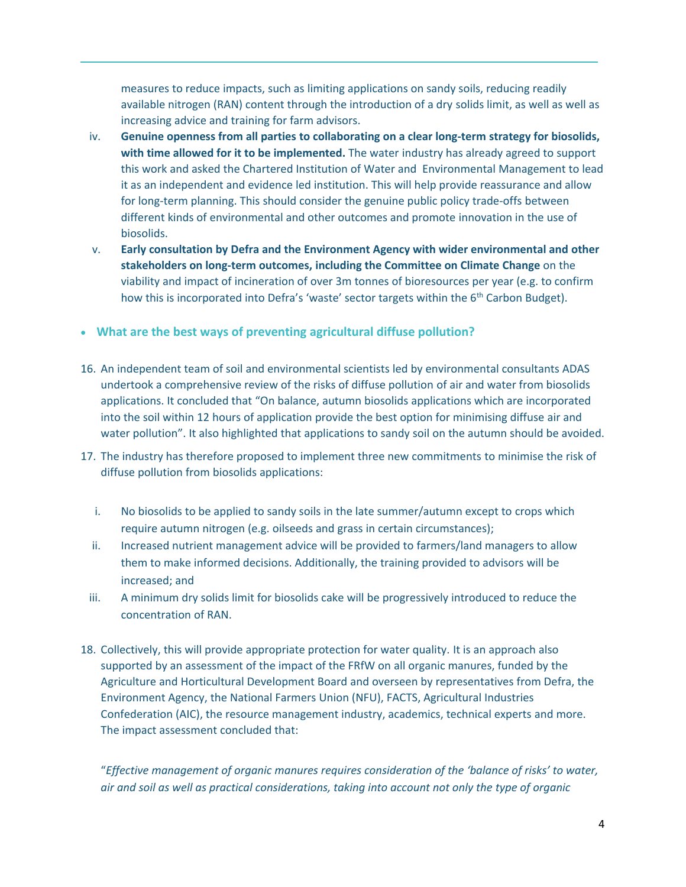measures to reduce impacts, such as limiting applications on sandy soils, reducing readily available nitrogen (RAN) content through the introduction of a dry solids limit, as well as well as increasing advice and training for farm advisors.

iv. **Genuine openness from all parties to collaborating on a clear long-term strategy for biosolids, with time allowed for it to be implemented.** The water industry has already agreed to support this work and asked the Chartered Institution of Water and Environmental Management to lead it as an independent and evidence led institution. This will help provide reassurance and allow for long-term planning. This should consider the genuine public policy trade-offs between different kinds of environmental and other outcomes and promote innovation in the use of biosolids.

v. **Early consultation by Defra and the Environment Agency with wider environmental and other stakeholders on long-term outcomes, including the Committee on Climate Change** on the viability and impact of incineration of over 3m tonnes of bioresources per year (e.g. to confirm how this is incorporated into Defra's 'waste' sector targets within the 6th Carbon Budget).

- **What are the best ways of preventing agricultural diffuse pollution?**

16. An independent team of soil and environmental scientists led by environmental consultants ADAS undertook a comprehensive review of the risks of diffuse pollution of air and water from biosolids applications. It concluded that "On balance, autumn biosolids applications which are incorporated into the soil within 12 hours of application provide the best option for minimising diffuse air and water pollution". It also highlighted that applications to sandy soil on the autumn should be avoided.

17. The industry has therefore proposed to implement three new commitments to minimise the risk of diffuse pollution from biosolids applications:

    i. No biosolids to be applied to sandy soils in the late summer/autumn except to crops which require autumn nitrogen (e.g. oilseeds and grass in certain circumstances);

    ii. Increased nutrient management advice will be provided to farmers/land managers to allow them to make informed decisions. Additionally, the training provided to advisors will be increased; and

    iii. A minimum dry solids limit for biosolids cake will be progressively introduced to reduce the concentration of RAN.

18. Collectively, this will provide appropriate protection for water quality. It is an approach also supported by an assessment of the impact of the FRfW on all organic manures, funded by the Agriculture and Horticultural Development Board and overseen by representatives from Defra, the Environment Agency, the National Farmers Union (NFU), FACTS, Agricultural Industries Confederation (AIC), the resource management industry, academics, technical experts and more. The impact assessment concluded that:

"*Effective management of organic manures requires consideration of the 'balance of risks' to water, air and soil as well as practical considerations, taking into account not only the type of organic*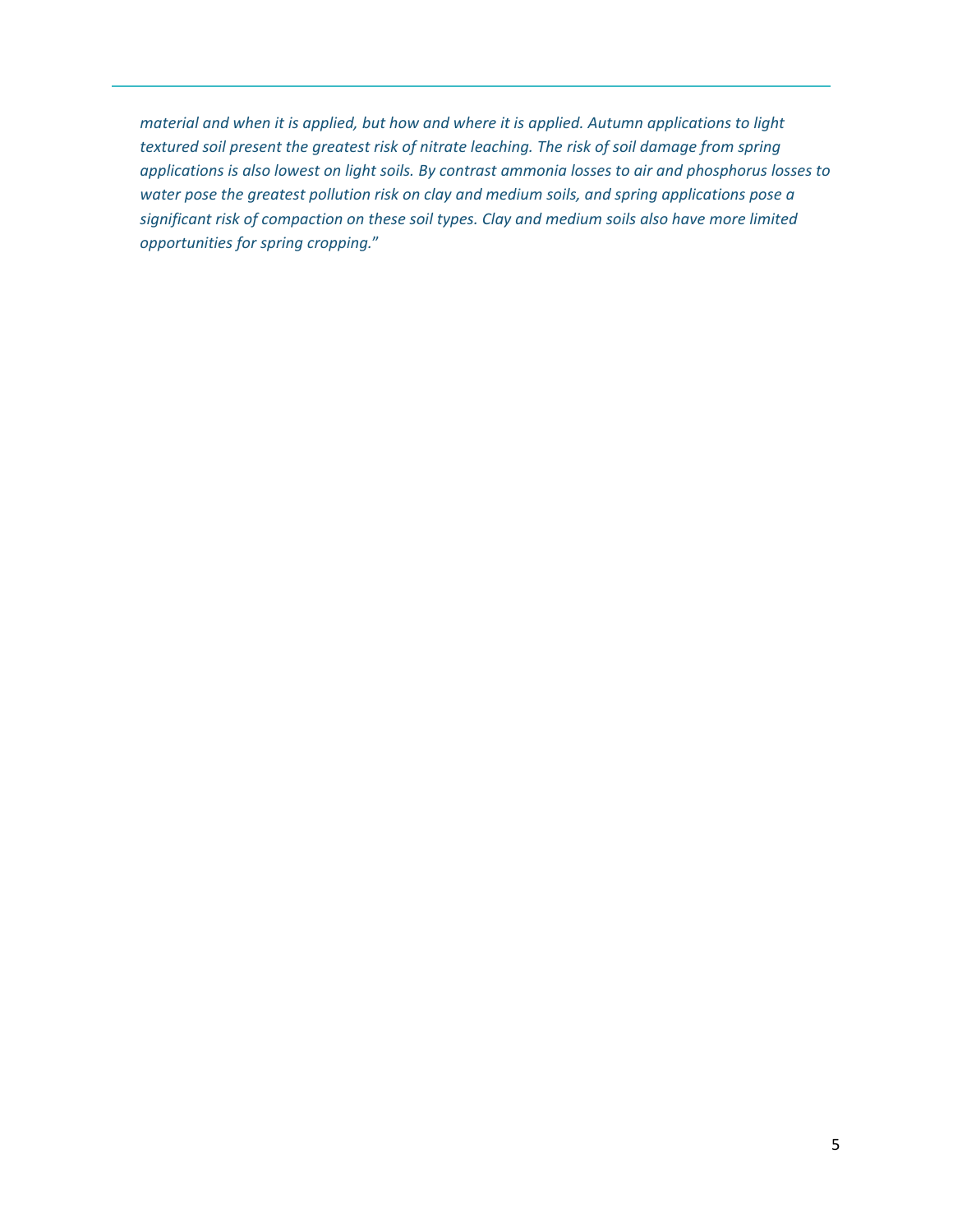*material and when it is applied, but how and where it is applied. Autumn applications to light textured soil present the greatest risk of nitrate leaching. The risk of soil damage from spring applications is also lowest on light soils. By contrast ammonia losses to air and phosphorus losses to water pose the greatest pollution risk on clay and medium soils, and spring applications pose a significant risk of compaction on these soil types. Clay and medium soils also have more limited opportunities for spring cropping.*"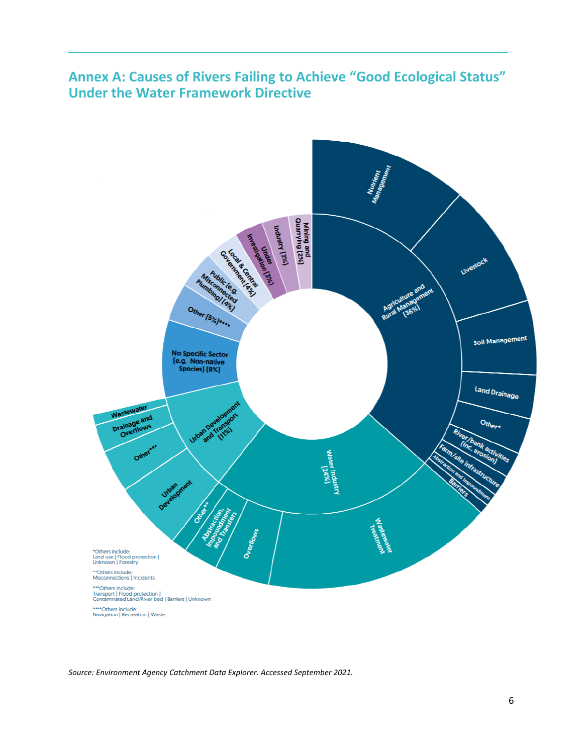## Annex A: Causes of Rivers Failing to Achieve "Good Ecological Status" Under the Water Framework Directive

Agriculture and Rural Management [36%]
Nutrient Management
Livestock
Soil Management
Land Drainage
Other*
River/bank activities (inc. erosion)
Farm/site infrastructure
Abstraction and impoundment
Barriers

Water Industry [24%]
Wastewater Treatment
Overflows
Abstraction, Impoundment and Transfers
Other**

Urban Development and Transport [11%]
Urban Development
Other***
Drainage and Overflows
Wastewater

No Specific Sector (e.g. Non-native Species) [8%]
Other [5%]****
Public (e.g. Misconnected Plumbing) [4%]
Local & Central Government [4%]
Under Investigation [3%]
Industry [3%]
Mining and Quarrying [2%]

*Others include:
Land use | Flood protection | Unknown | Forestry

**Others include:
Misconnections | Incidents

***Others include:
Transport | Flood protection | Contaminated Land/River bed | Barriers | Unknown

****Others include:
Navigation | Recreation | Waste

*Source: Environment Agency Catchment Data Explorer. Accessed September 2021.*